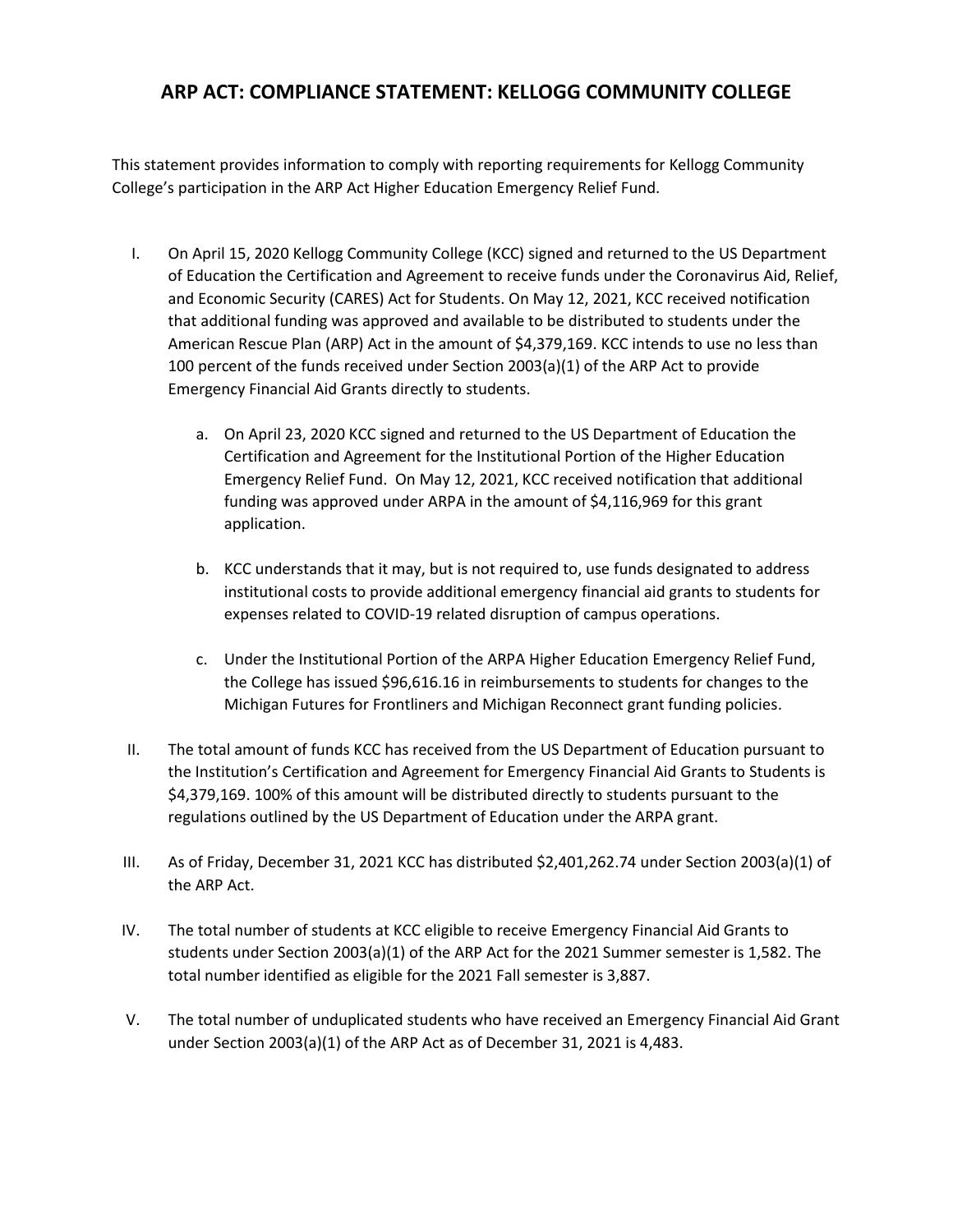# ARP ACT: COMPLIANCE STATEMENT: KELLOGG COMMUNITY COLLEGE

This statement provides information to comply with reporting requirements for Kellogg Community College's participation in the ARP Act Higher Education Emergency Relief Fund.

I. On April 15, 2020 Kellogg Community College (KCC) signed and returned to the US Department of Education the Certification and Agreement to receive funds under the Coronavirus Aid, Relief, and Economic Security (CARES) Act for Students. On May 12, 2021, KCC received notification that additional funding was approved and available to be distributed to students under the American Rescue Plan (ARP) Act in the amount of $4,379,169. KCC intends to use no less than 100 percent of the funds received under Section 2003(a)(1) of the ARP Act to provide Emergency Financial Aid Grants directly to students.

   a. On April 23, 2020 KCC signed and returned to the US Department of Education the Certification and Agreement for the Institutional Portion of the Higher Education Emergency Relief Fund. On May 12, 2021, KCC received notification that additional funding was approved under ARPA in the amount of $4,116,969 for this grant application.

   b. KCC understands that it may, but is not required to, use funds designated to address institutional costs to provide additional emergency financial aid grants to students for expenses related to COVID-19 related disruption of campus operations.

   c. Under the Institutional Portion of the ARPA Higher Education Emergency Relief Fund, the College has issued $96,616.16 in reimbursements to students for changes to the Michigan Futures for Frontliners and Michigan Reconnect grant funding policies.

II. The total amount of funds KCC has received from the US Department of Education pursuant to the Institution's Certification and Agreement for Emergency Financial Aid Grants to Students is $4,379,169. 100% of this amount will be distributed directly to students pursuant to the regulations outlined by the US Department of Education under the ARPA grant.

III. As of Friday, December 31, 2021 KCC has distributed $2,401,262.74 under Section 2003(a)(1) of the ARP Act.

IV. The total number of students at KCC eligible to receive Emergency Financial Aid Grants to students under Section 2003(a)(1) of the ARP Act for the 2021 Summer semester is 1,582. The total number identified as eligible for the 2021 Fall semester is 3,887.

V. The total number of unduplicated students who have received an Emergency Financial Aid Grant under Section 2003(a)(1) of the ARP Act as of December 31, 2021 is 4,483.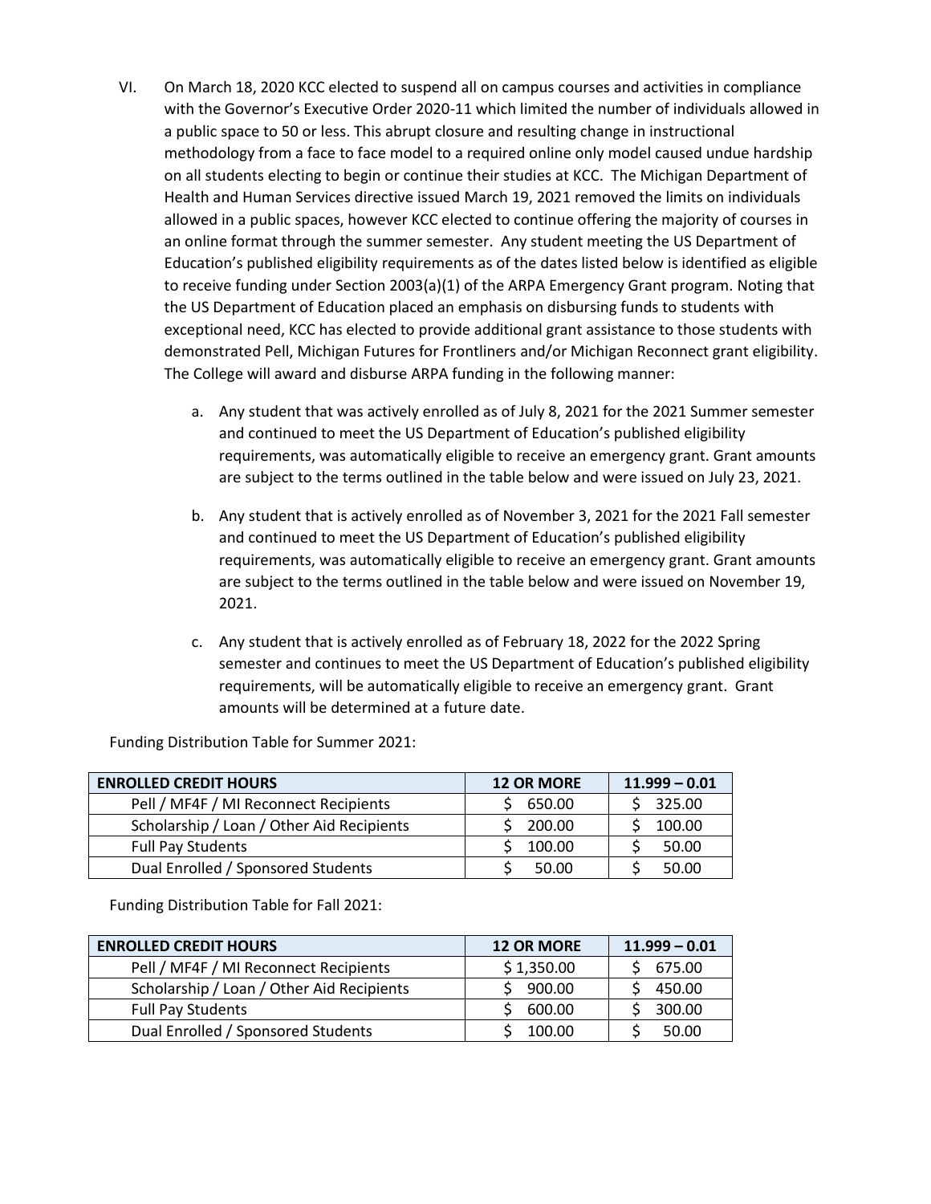VI. On March 18, 2020 KCC elected to suspend all on campus courses and activities in compliance with the Governor's Executive Order 2020-11 which limited the number of individuals allowed in a public space to 50 or less. This abrupt closure and resulting change in instructional methodology from a face to face model to a required online only model caused undue hardship on all students electing to begin or continue their studies at KCC. The Michigan Department of Health and Human Services directive issued March 19, 2021 removed the limits on individuals allowed in a public spaces, however KCC elected to continue offering the majority of courses in an online format through the summer semester. Any student meeting the US Department of Education's published eligibility requirements as of the dates listed below is identified as eligible to receive funding under Section 2003(a)(1) of the ARPA Emergency Grant program. Noting that the US Department of Education placed an emphasis on disbursing funds to students with exceptional need, KCC has elected to provide additional grant assistance to those students with demonstrated Pell, Michigan Futures for Frontliners and/or Michigan Reconnect grant eligibility. The College will award and disburse ARPA funding in the following manner:

   a. Any student that was actively enrolled as of July 8, 2021 for the 2021 Summer semester and continued to meet the US Department of Education's published eligibility requirements, was automatically eligible to receive an emergency grant. Grant amounts are subject to the terms outlined in the table below and were issued on July 23, 2021.

   b. Any student that is actively enrolled as of November 3, 2021 for the 2021 Fall semester and continued to meet the US Department of Education's published eligibility requirements, was automatically eligible to receive an emergency grant. Grant amounts are subject to the terms outlined in the table below and were issued on November 19, 2021.

   c. Any student that is actively enrolled as of February 18, 2022 for the 2022 Spring semester and continues to meet the US Department of Education's published eligibility requirements, will be automatically eligible to receive an emergency grant. Grant amounts will be determined at a future date.

Funding Distribution Table for Summer 2021:

| ENROLLED CREDIT HOURS | 12 OR MORE | 11.999 – 0.01 |
|---|---|---|
| Pell / MF4F / MI Reconnect Recipients | $ 650.00 | $ 325.00 |
| Scholarship / Loan / Other Aid Recipients | $ 200.00 | $ 100.00 |
| Full Pay Students | $ 100.00 | $ 50.00 |
| Dual Enrolled / Sponsored Students | $ 50.00 | $ 50.00 |

Funding Distribution Table for Fall 2021:

| ENROLLED CREDIT HOURS | 12 OR MORE | 11.999 – 0.01 |
|---|---|---|
| Pell / MF4F / MI Reconnect Recipients | $ 1,350.00 | $ 675.00 |
| Scholarship / Loan / Other Aid Recipients | $ 900.00 | $ 450.00 |
| Full Pay Students | $ 600.00 | $ 300.00 |
| Dual Enrolled / Sponsored Students | $ 100.00 | $ 50.00 |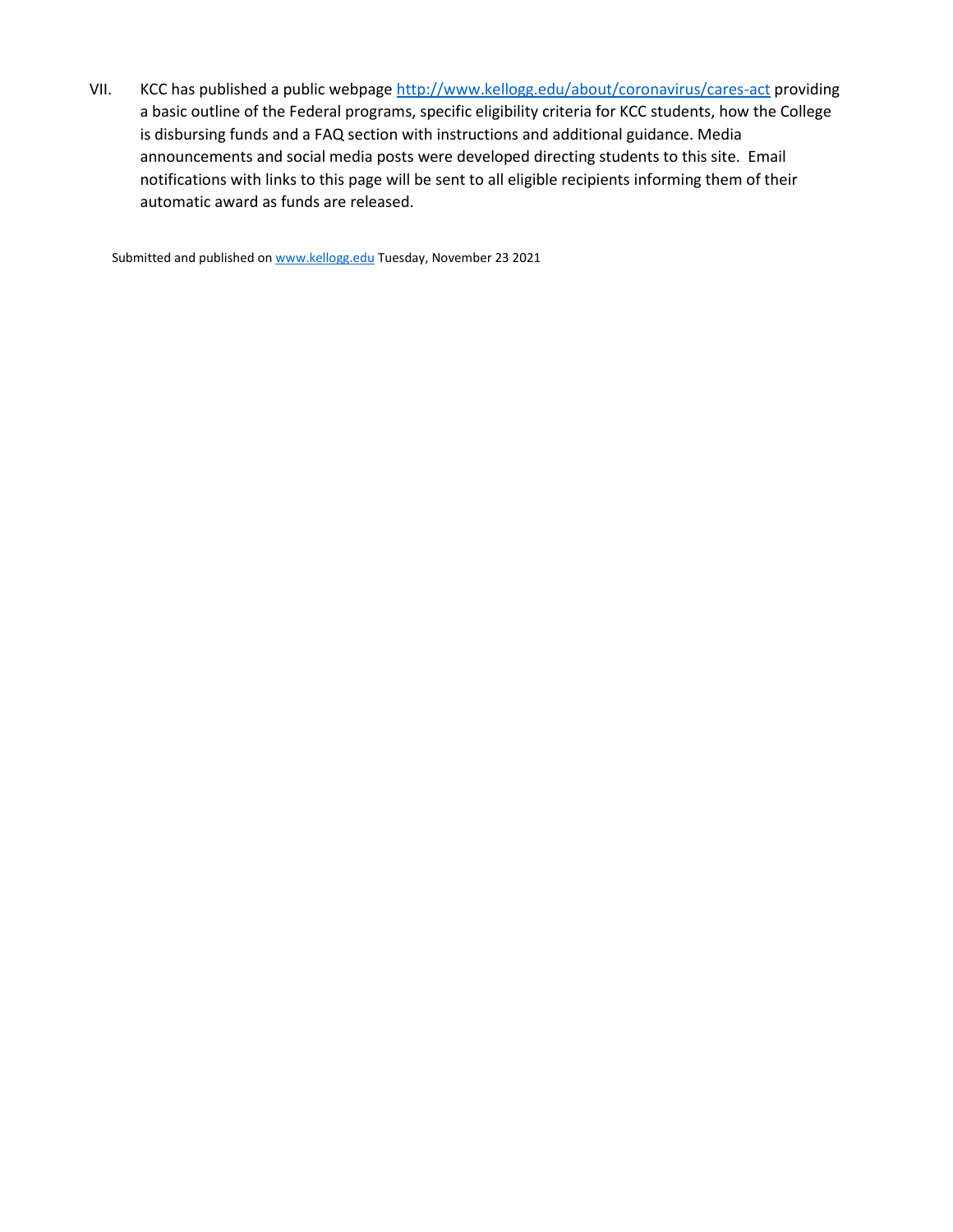VII. KCC has published a public webpage [http://www.kellogg.edu/about/coronavirus/cares-act](http://www.kellogg.edu/about/coronavirus/cares-act) providing a basic outline of the Federal programs, specific eligibility criteria for KCC students, how the College is disbursing funds and a FAQ section with instructions and additional guidance. Media announcements and social media posts were developed directing students to this site. Email notifications with links to this page will be sent to all eligible recipients informing them of their automatic award as funds are released.

Submitted and published on [www.kellogg.edu](http://www.kellogg.edu) Tuesday, November 23 2021